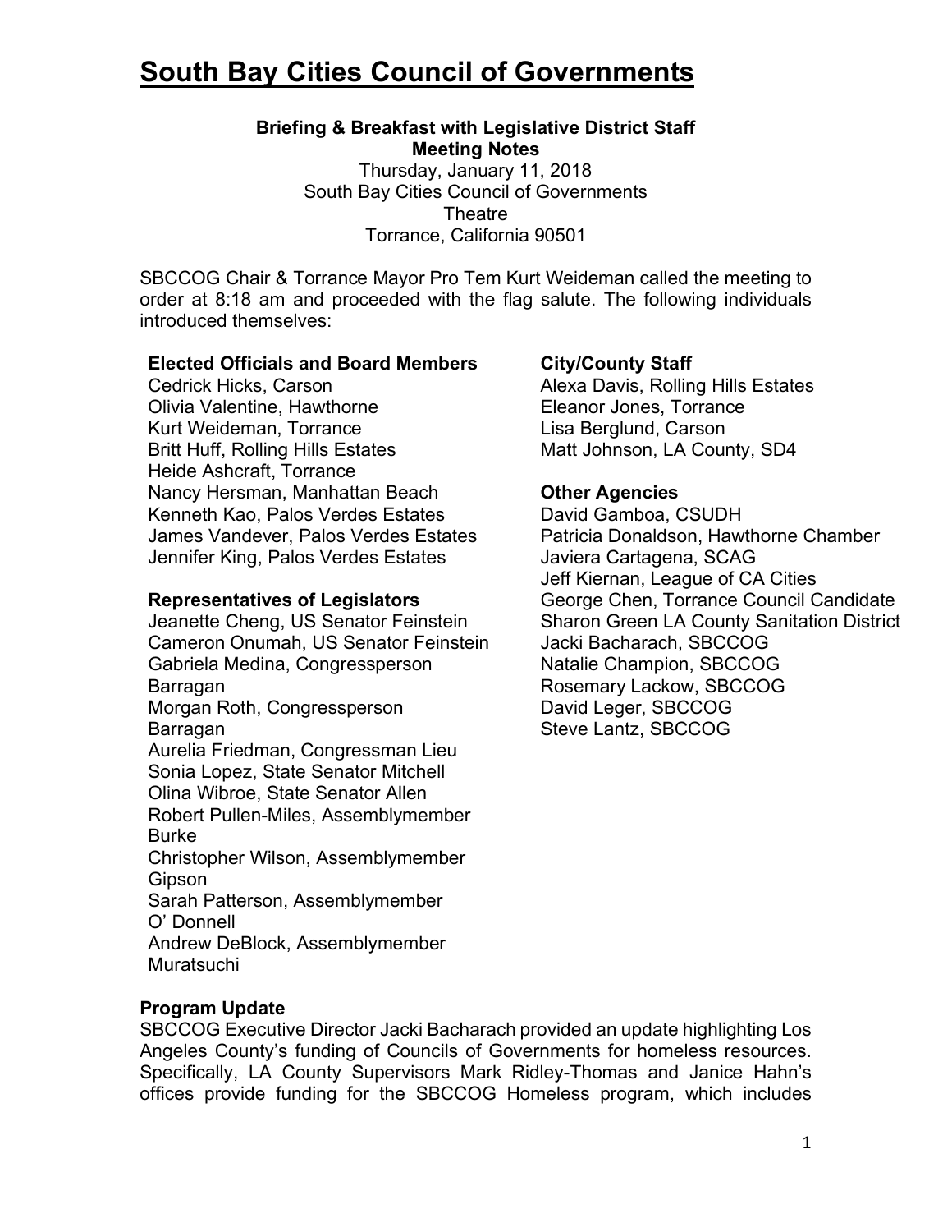# South Bay Cities Council of Governments

**Briefing & Breakfast with Legislative District Staff**
**Meeting Notes**
Thursday, January 11, 2018
South Bay Cities Council of Governments
Theatre
Torrance, California 90501

SBCCOG Chair & Torrance Mayor Pro Tem Kurt Weideman called the meeting to order at 8:18 am and proceeded with the flag salute. The following individuals introduced themselves:

**Elected Officials and Board Members**
Cedrick Hicks, Carson
Olivia Valentine, Hawthorne
Kurt Weideman, Torrance
Britt Huff, Rolling Hills Estates
Heide Ashcraft, Torrance
Nancy Hersman, Manhattan Beach
Kenneth Kao, Palos Verdes Estates
James Vandever, Palos Verdes Estates
Jennifer King, Palos Verdes Estates

**Representatives of Legislators**
Jeanette Cheng, US Senator Feinstein
Cameron Onumah, US Senator Feinstein
Gabriela Medina, Congressperson Barragan
Morgan Roth, Congressperson Barragan
Aurelia Friedman, Congressman Lieu
Sonia Lopez, State Senator Mitchell
Olina Wibroe, State Senator Allen
Robert Pullen-Miles, Assemblymember Burke
Christopher Wilson, Assemblymember Gipson
Sarah Patterson, Assemblymember O' Donnell
Andrew DeBlock, Assemblymember Muratsuchi

**City/County Staff**
Alexa Davis, Rolling Hills Estates
Eleanor Jones, Torrance
Lisa Berglund, Carson
Matt Johnson, LA County, SD4

**Other Agencies**
David Gamboa, CSUDH
Patricia Donaldson, Hawthorne Chamber
Javiera Cartagena, SCAG
Jeff Kiernan, League of CA Cities
George Chen, Torrance Council Candidate
Sharon Green LA County Sanitation District
Jacki Bacharach, SBCCOG
Natalie Champion, SBCCOG
Rosemary Lackow, SBCCOG
David Leger, SBCCOG
Steve Lantz, SBCCOG

**Program Update**

SBCCOG Executive Director Jacki Bacharach provided an update highlighting Los Angeles County's funding of Councils of Governments for homeless resources. Specifically, LA County Supervisors Mark Ridley-Thomas and Janice Hahn's offices provide funding for the SBCCOG Homeless program, which includes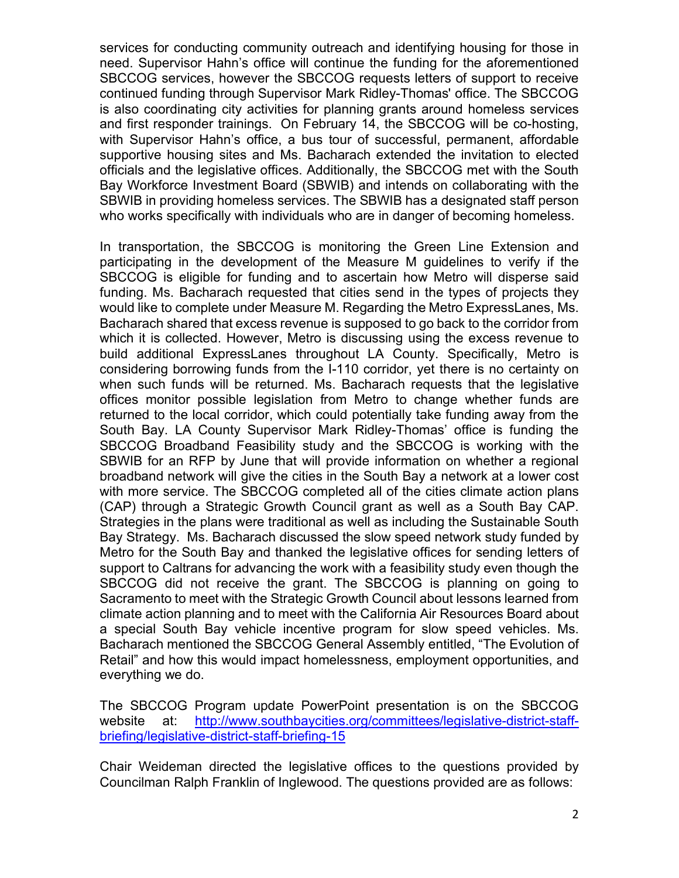services for conducting community outreach and identifying housing for those in need. Supervisor Hahn's office will continue the funding for the aforementioned SBCCOG services, however the SBCCOG requests letters of support to receive continued funding through Supervisor Mark Ridley-Thomas' office. The SBCCOG is also coordinating city activities for planning grants around homeless services and first responder trainings. On February 14, the SBCCOG will be co-hosting, with Supervisor Hahn's office, a bus tour of successful, permanent, affordable supportive housing sites and Ms. Bacharach extended the invitation to elected officials and the legislative offices. Additionally, the SBCCOG met with the South Bay Workforce Investment Board (SBWIB) and intends on collaborating with the SBWIB in providing homeless services. The SBWIB has a designated staff person who works specifically with individuals who are in danger of becoming homeless.

In transportation, the SBCCOG is monitoring the Green Line Extension and participating in the development of the Measure M guidelines to verify if the SBCCOG is eligible for funding and to ascertain how Metro will disperse said funding. Ms. Bacharach requested that cities send in the types of projects they would like to complete under Measure M. Regarding the Metro ExpressLanes, Ms. Bacharach shared that excess revenue is supposed to go back to the corridor from which it is collected. However, Metro is discussing using the excess revenue to build additional ExpressLanes throughout LA County. Specifically, Metro is considering borrowing funds from the I-110 corridor, yet there is no certainty on when such funds will be returned. Ms. Bacharach requests that the legislative offices monitor possible legislation from Metro to change whether funds are returned to the local corridor, which could potentially take funding away from the South Bay. LA County Supervisor Mark Ridley-Thomas' office is funding the SBCCOG Broadband Feasibility study and the SBCCOG is working with the SBWIB for an RFP by June that will provide information on whether a regional broadband network will give the cities in the South Bay a network at a lower cost with more service. The SBCCOG completed all of the cities climate action plans (CAP) through a Strategic Growth Council grant as well as a South Bay CAP. Strategies in the plans were traditional as well as including the Sustainable South Bay Strategy. Ms. Bacharach discussed the slow speed network study funded by Metro for the South Bay and thanked the legislative offices for sending letters of support to Caltrans for advancing the work with a feasibility study even though the SBCCOG did not receive the grant. The SBCCOG is planning on going to Sacramento to meet with the Strategic Growth Council about lessons learned from climate action planning and to meet with the California Air Resources Board about a special South Bay vehicle incentive program for slow speed vehicles. Ms. Bacharach mentioned the SBCCOG General Assembly entitled, "The Evolution of Retail" and how this would impact homelessness, employment opportunities, and everything we do.

The SBCCOG Program update PowerPoint presentation is on the SBCCOG website at: [http://www.southbaycities.org/committees/legislative-district-staff-briefing/legislative-district-staff-briefing-15](http://www.southbaycities.org/committees/legislative-district-staff-briefing/legislative-district-staff-briefing-15)

Chair Weideman directed the legislative offices to the questions provided by Councilman Ralph Franklin of Inglewood. The questions provided are as follows: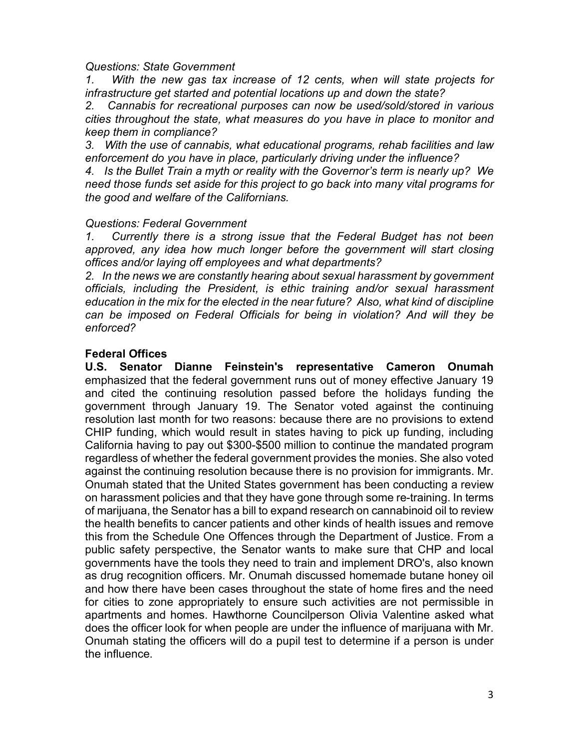*Questions: State Government*

*1. With the new gas tax increase of 12 cents, when will state projects for infrastructure get started and potential locations up and down the state?*

*2. Cannabis for recreational purposes can now be used/sold/stored in various cities throughout the state, what measures do you have in place to monitor and keep them in compliance?*

*3. With the use of cannabis, what educational programs, rehab facilities and law enforcement do you have in place, particularly driving under the influence?*

*4. Is the Bullet Train a myth or reality with the Governor's term is nearly up? We need those funds set aside for this project to go back into many vital programs for the good and welfare of the Californians.*

*Questions: Federal Government*

*1. Currently there is a strong issue that the Federal Budget has not been approved, any idea how much longer before the government will start closing offices and/or laying off employees and what departments?*

*2. In the news we are constantly hearing about sexual harassment by government officials, including the President, is ethic training and/or sexual harassment education in the mix for the elected in the near future? Also, what kind of discipline can be imposed on Federal Officials for being in violation? And will they be enforced?*

**Federal Offices**

**U.S. Senator Dianne Feinstein's representative Cameron Onumah** emphasized that the federal government runs out of money effective January 19 and cited the continuing resolution passed before the holidays funding the government through January 19. The Senator voted against the continuing resolution last month for two reasons: because there are no provisions to extend CHIP funding, which would result in states having to pick up funding, including California having to pay out $300-$500 million to continue the mandated program regardless of whether the federal government provides the monies. She also voted against the continuing resolution because there is no provision for immigrants. Mr. Onumah stated that the United States government has been conducting a review on harassment policies and that they have gone through some re-training. In terms of marijuana, the Senator has a bill to expand research on cannabinoid oil to review the health benefits to cancer patients and other kinds of health issues and remove this from the Schedule One Offences through the Department of Justice. From a public safety perspective, the Senator wants to make sure that CHP and local governments have the tools they need to train and implement DRO's, also known as drug recognition officers. Mr. Onumah discussed homemade butane honey oil and how there have been cases throughout the state of home fires and the need for cities to zone appropriately to ensure such activities are not permissible in apartments and homes. Hawthorne Councilperson Olivia Valentine asked what does the officer look for when people are under the influence of marijuana with Mr. Onumah stating the officers will do a pupil test to determine if a person is under the influence.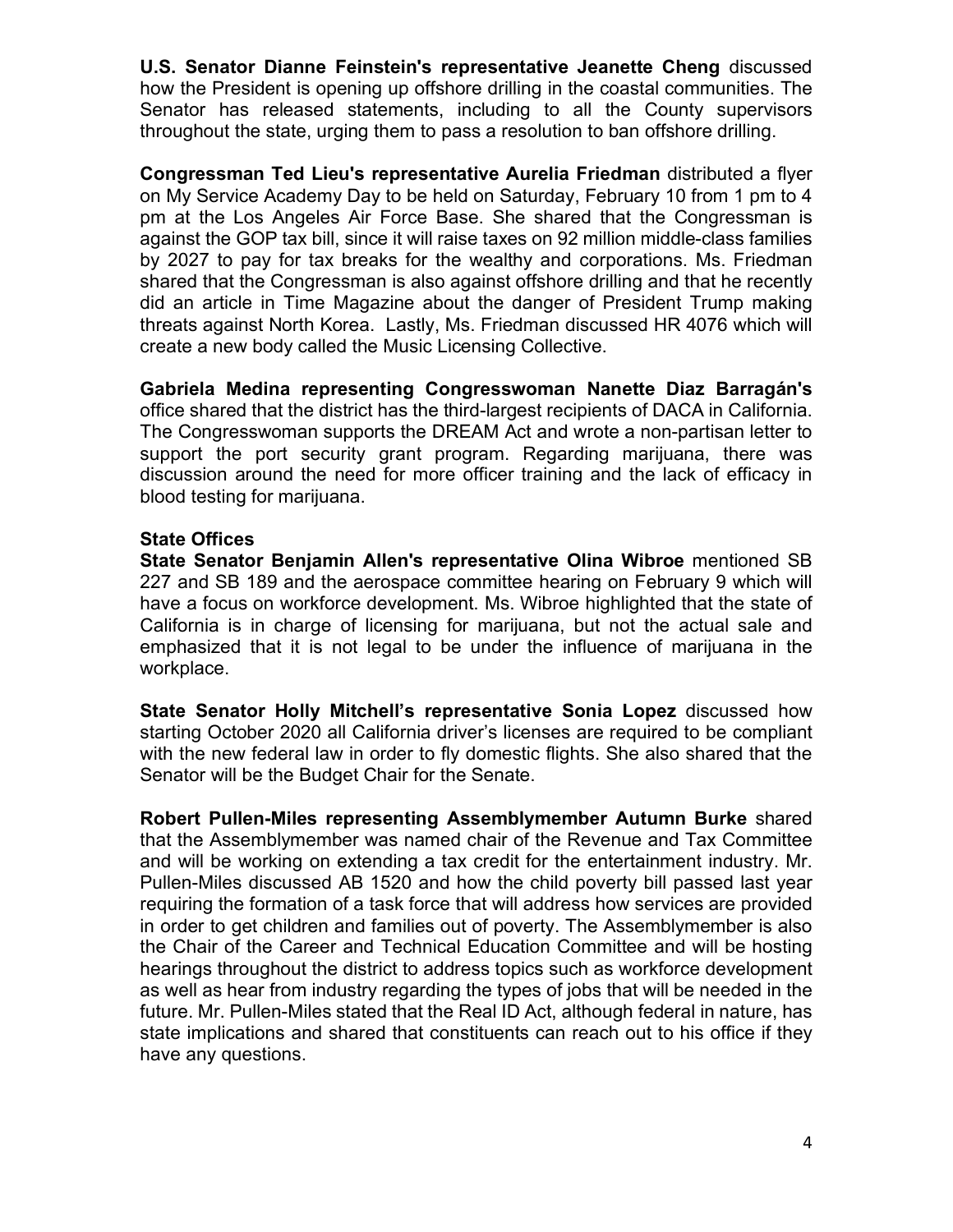**U.S. Senator Dianne Feinstein's representative Jeanette Cheng** discussed how the President is opening up offshore drilling in the coastal communities. The Senator has released statements, including to all the County supervisors throughout the state, urging them to pass a resolution to ban offshore drilling.

**Congressman Ted Lieu's representative Aurelia Friedman** distributed a flyer on My Service Academy Day to be held on Saturday, February 10 from 1 pm to 4 pm at the Los Angeles Air Force Base. She shared that the Congressman is against the GOP tax bill, since it will raise taxes on 92 million middle-class families by 2027 to pay for tax breaks for the wealthy and corporations. Ms. Friedman shared that the Congressman is also against offshore drilling and that he recently did an article in Time Magazine about the danger of President Trump making threats against North Korea. Lastly, Ms. Friedman discussed HR 4076 which will create a new body called the Music Licensing Collective.

**Gabriela Medina representing Congresswoman Nanette Diaz Barragán's** office shared that the district has the third-largest recipients of DACA in California. The Congresswoman supports the DREAM Act and wrote a non-partisan letter to support the port security grant program. Regarding marijuana, there was discussion around the need for more officer training and the lack of efficacy in blood testing for marijuana.

**State Offices**

**State Senator Benjamin Allen's representative Olina Wibroe** mentioned SB 227 and SB 189 and the aerospace committee hearing on February 9 which will have a focus on workforce development. Ms. Wibroe highlighted that the state of California is in charge of licensing for marijuana, but not the actual sale and emphasized that it is not legal to be under the influence of marijuana in the workplace.

**State Senator Holly Mitchell's representative Sonia Lopez** discussed how starting October 2020 all California driver's licenses are required to be compliant with the new federal law in order to fly domestic flights. She also shared that the Senator will be the Budget Chair for the Senate.

**Robert Pullen-Miles representing Assemblymember Autumn Burke** shared that the Assemblymember was named chair of the Revenue and Tax Committee and will be working on extending a tax credit for the entertainment industry. Mr. Pullen-Miles discussed AB 1520 and how the child poverty bill passed last year requiring the formation of a task force that will address how services are provided in order to get children and families out of poverty. The Assemblymember is also the Chair of the Career and Technical Education Committee and will be hosting hearings throughout the district to address topics such as workforce development as well as hear from industry regarding the types of jobs that will be needed in the future. Mr. Pullen-Miles stated that the Real ID Act, although federal in nature, has state implications and shared that constituents can reach out to his office if they have any questions.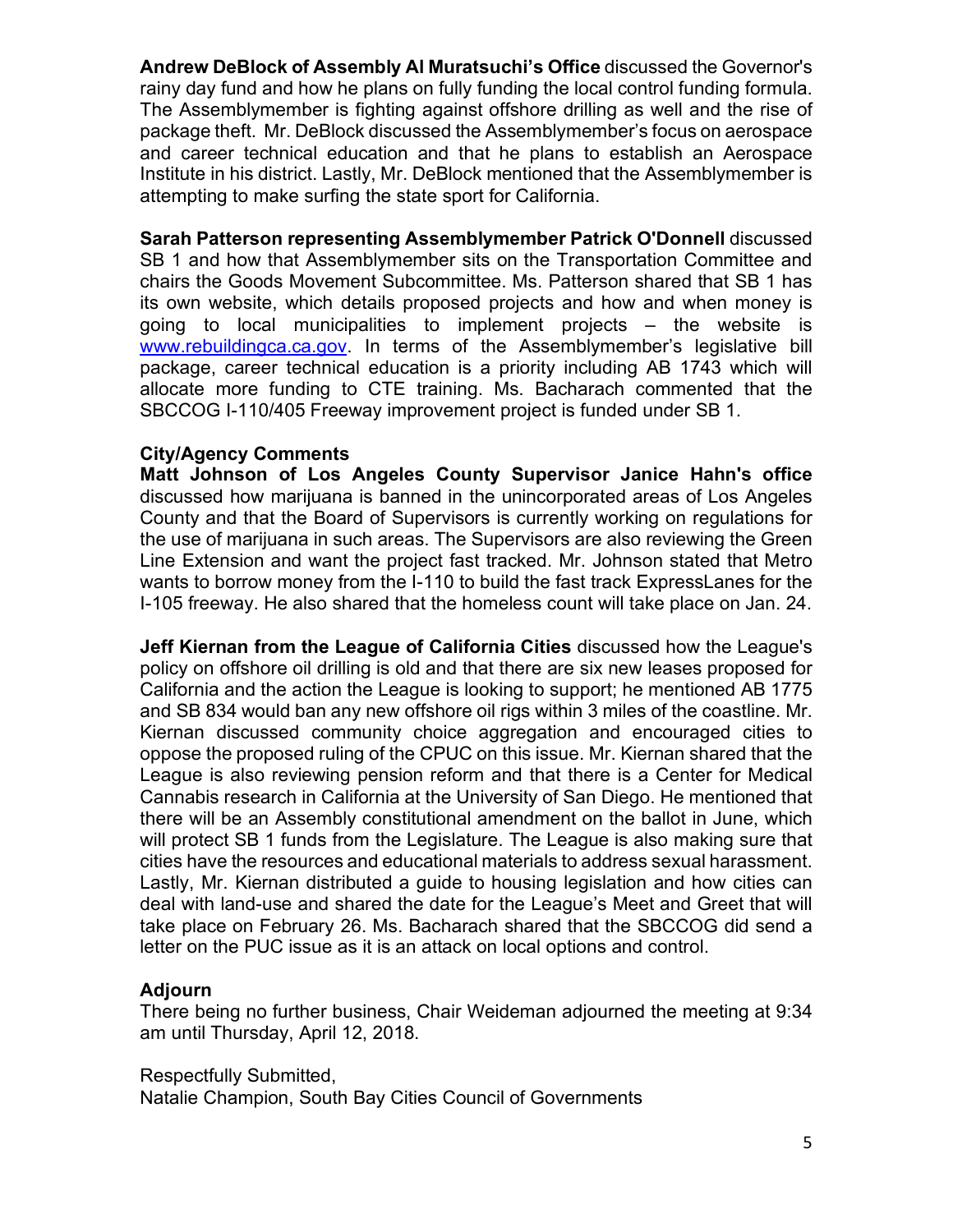**Andrew DeBlock of Assembly Al Muratsuchi's Office** discussed the Governor's rainy day fund and how he plans on fully funding the local control funding formula. The Assemblymember is fighting against offshore drilling as well and the rise of package theft. Mr. DeBlock discussed the Assemblymember's focus on aerospace and career technical education and that he plans to establish an Aerospace Institute in his district. Lastly, Mr. DeBlock mentioned that the Assemblymember is attempting to make surfing the state sport for California.

**Sarah Patterson representing Assemblymember Patrick O'Donnell** discussed SB 1 and how that Assemblymember sits on the Transportation Committee and chairs the Goods Movement Subcommittee. Ms. Patterson shared that SB 1 has its own website, which details proposed projects and how and when money is going to local municipalities to implement projects – the website is www.rebuildingca.ca.gov. In terms of the Assemblymember's legislative bill package, career technical education is a priority including AB 1743 which will allocate more funding to CTE training. Ms. Bacharach commented that the SBCCOG I-110/405 Freeway improvement project is funded under SB 1.

**City/Agency Comments**

**Matt Johnson of Los Angeles County Supervisor Janice Hahn's office** discussed how marijuana is banned in the unincorporated areas of Los Angeles County and that the Board of Supervisors is currently working on regulations for the use of marijuana in such areas. The Supervisors are also reviewing the Green Line Extension and want the project fast tracked. Mr. Johnson stated that Metro wants to borrow money from the I-110 to build the fast track ExpressLanes for the I-105 freeway. He also shared that the homeless count will take place on Jan. 24.

**Jeff Kiernan from the League of California Cities** discussed how the League's policy on offshore oil drilling is old and that there are six new leases proposed for California and the action the League is looking to support; he mentioned AB 1775 and SB 834 would ban any new offshore oil rigs within 3 miles of the coastline. Mr. Kiernan discussed community choice aggregation and encouraged cities to oppose the proposed ruling of the CPUC on this issue. Mr. Kiernan shared that the League is also reviewing pension reform and that there is a Center for Medical Cannabis research in California at the University of San Diego. He mentioned that there will be an Assembly constitutional amendment on the ballot in June, which will protect SB 1 funds from the Legislature. The League is also making sure that cities have the resources and educational materials to address sexual harassment. Lastly, Mr. Kiernan distributed a guide to housing legislation and how cities can deal with land-use and shared the date for the League's Meet and Greet that will take place on February 26. Ms. Bacharach shared that the SBCCOG did send a letter on the PUC issue as it is an attack on local options and control.

**Adjourn**

There being no further business, Chair Weideman adjourned the meeting at 9:34 am until Thursday, April 12, 2018.

Respectfully Submitted,
Natalie Champion, South Bay Cities Council of Governments